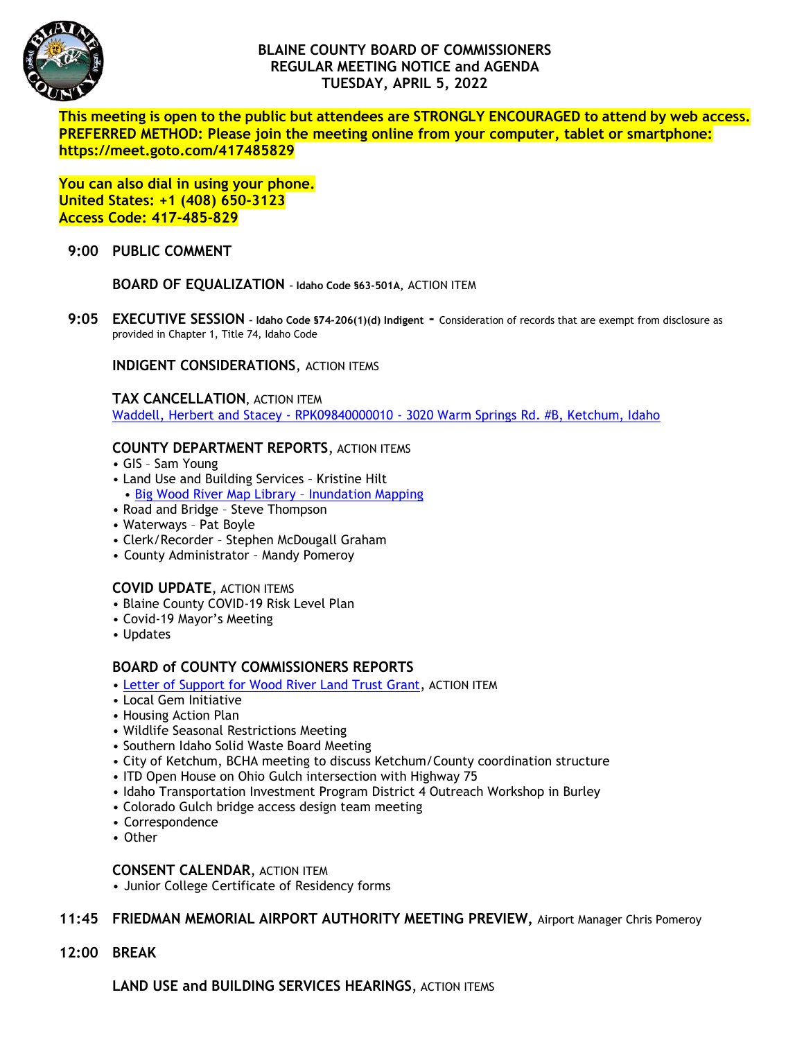# BLAINE COUNTY BOARD OF COMMISSIONERS
## REGULAR MEETING NOTICE and AGENDA
## TUESDAY, APRIL 5, 2022

**This meeting is open to the public but attendees are STRONGLY ENCOURAGED to attend by web access. PREFERRED METHOD: Please join the meeting online from your computer, tablet or smartphone: https://meet.goto.com/417485829**

**You can also dial in using your phone.**
**United States: +1 (408) 650-3123**
**Access Code: 417-485-829**

**9:00 PUBLIC COMMENT**

**BOARD OF EQUALIZATION** – **Idaho Code §63-501A**, ACTION ITEM

**9:05 EXECUTIVE SESSION** – **Idaho Code §74-206(1)(d) Indigent** - Consideration of records that are exempt from disclosure as provided in Chapter 1, Title 74, Idaho Code

**INDIGENT CONSIDERATIONS**, ACTION ITEMS

**TAX CANCELLATION**, ACTION ITEM
Waddell, Herbert and Stacey - RPK09840000010 - 3020 Warm Springs Rd. #B, Ketchum, Idaho

**COUNTY DEPARTMENT REPORTS**, ACTION ITEMS
- GIS – Sam Young
- Land Use and Building Services – Kristine Hilt
  - Big Wood River Map Library – Inundation Mapping
- Road and Bridge – Steve Thompson
- Waterways – Pat Boyle
- Clerk/Recorder – Stephen McDougall Graham
- County Administrator – Mandy Pomeroy

**COVID UPDATE**, ACTION ITEMS
- Blaine County COVID-19 Risk Level Plan
- Covid-19 Mayor's Meeting
- Updates

**BOARD of COUNTY COMMISSIONERS REPORTS**
- Letter of Support for Wood River Land Trust Grant, ACTION ITEM
- Local Gem Initiative
- Housing Action Plan
- Wildlife Seasonal Restrictions Meeting
- Southern Idaho Solid Waste Board Meeting
- City of Ketchum, BCHA meeting to discuss Ketchum/County coordination structure
- ITD Open House on Ohio Gulch intersection with Highway 75
- Idaho Transportation Investment Program District 4 Outreach Workshop in Burley
- Colorado Gulch bridge access design team meeting
- Correspondence
- Other

**CONSENT CALENDAR**, ACTION ITEM
- Junior College Certificate of Residency forms

**11:45 FRIEDMAN MEMORIAL AIRPORT AUTHORITY MEETING PREVIEW,** Airport Manager Chris Pomeroy

**12:00 BREAK**

**LAND USE and BUILDING SERVICES HEARINGS**, ACTION ITEMS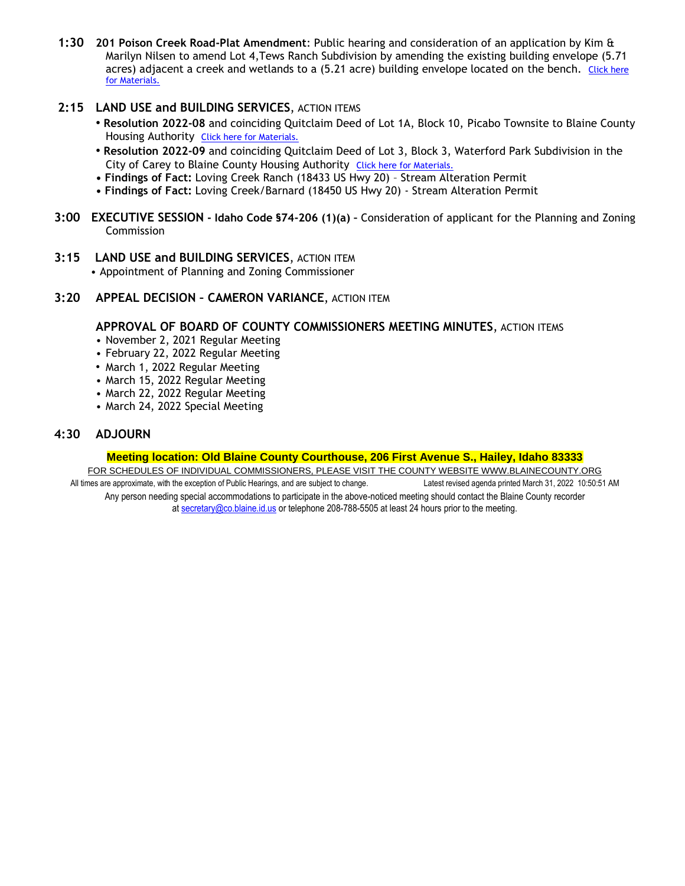**1:30 201 Poison Creek Road-Plat Amendment**: Public hearing and consideration of an application by Kim & Marilyn Nilsen to amend Lot 4,Tews Ranch Subdivision by amending the existing building envelope (5.71 acres) adjacent a creek and wetlands to a (5.21 acre) building envelope located on the bench. Click here for Materials.

**2:15 LAND USE and BUILDING SERVICES**, ACTION ITEMS

- **Resolution 2022-08** and coinciding Quitclaim Deed of Lot 1A, Block 10, Picabo Townsite to Blaine County Housing Authority Click here for Materials.
- **Resolution 2022-09** and coinciding Quitclaim Deed of Lot 3, Block 3, Waterford Park Subdivision in the City of Carey to Blaine County Housing Authority Click here for Materials.
- **Findings of Fact:** Loving Creek Ranch (18433 US Hwy 20) – Stream Alteration Permit
- **Findings of Fact:** Loving Creek/Barnard (18450 US Hwy 20) - Stream Alteration Permit

**3:00 EXECUTIVE SESSION - Idaho Code §74-206 (1)(a)** – Consideration of applicant for the Planning and Zoning Commission

**3:15 LAND USE and BUILDING SERVICES**, ACTION ITEM

- Appointment of Planning and Zoning Commissioner

**3:20 APPEAL DECISION – CAMERON VARIANCE**, ACTION ITEM

**APPROVAL OF BOARD OF COUNTY COMMISSIONERS MEETING MINUTES**, ACTION ITEMS

- November 2, 2021 Regular Meeting
- February 22, 2022 Regular Meeting
- March 1, 2022 Regular Meeting
- March 15, 2022 Regular Meeting
- March 22, 2022 Regular Meeting
- March 24, 2022 Special Meeting

**4:30 ADJOURN**

**Meeting location: Old Blaine County Courthouse, 206 First Avenue S., Hailey, Idaho 83333**

FOR SCHEDULES OF INDIVIDUAL COMMISSIONERS, PLEASE VISIT THE COUNTY WEBSITE WWW.BLAINECOUNTY.ORG

All times are approximate, with the exception of Public Hearings, and are subject to change. Latest revised agenda printed March 31, 2022 10:50:51 AM

Any person needing special accommodations to participate in the above-noticed meeting should contact the Blaine County recorder at secretary@co.blaine.id.us or telephone 208-788-5505 at least 24 hours prior to the meeting.